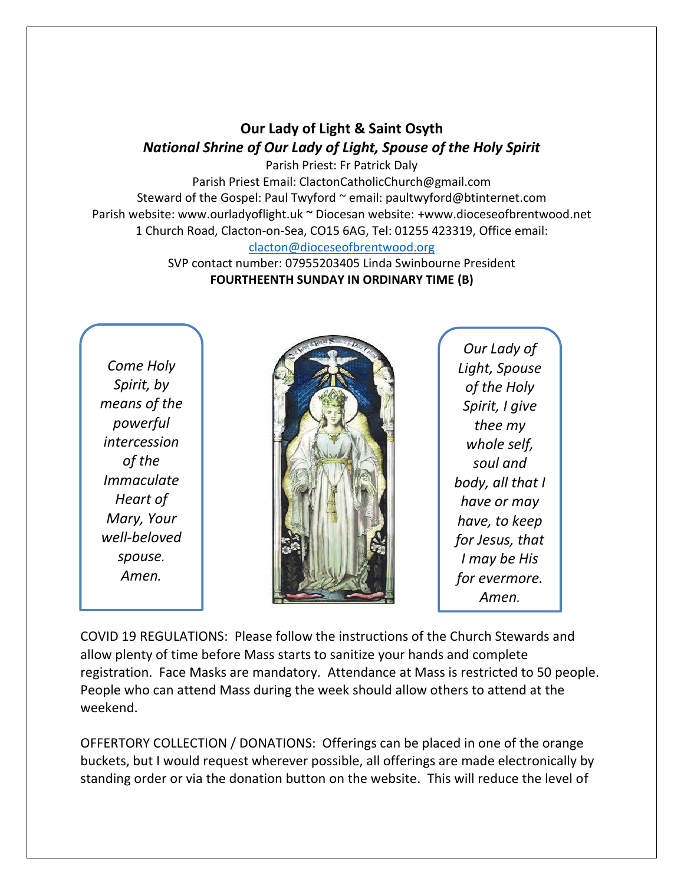# Our Lady of Light & Saint Osyth

***National Shrine of Our Lady of Light, Spouse of the Holy Spirit***

Parish Priest: Fr Patrick Daly

Parish Priest Email: ClactonCatholicChurch@gmail.com

Steward of the Gospel: Paul Twyford ~ email: paultwyford@btinternet.com

Parish website: www.ourladyoflight.uk ~ Diocesan website: +www.dioceseofbrentwood.net

1 Church Road, Clacton-on-Sea, CO15 6AG, Tel: 01255 423319, Office email: clacton@dioceseofbrentwood.org

SVP contact number: 07955203405 Linda Swinbourne President

**FOURTHEENTH SUNDAY IN ORDINARY TIME (B)**

*Come Holy Spirit, by means of the powerful intercession of the Immaculate Heart of Mary, Your well-beloved spouse. Amen.*

*Our Lady of Light, Spouse of the Holy Spirit, I give thee my whole self, soul and body, all that I have or may have, to keep for Jesus, that I may be His for evermore. Amen.*

COVID 19 REGULATIONS: Please follow the instructions of the Church Stewards and allow plenty of time before Mass starts to sanitize your hands and complete registration. Face Masks are mandatory. Attendance at Mass is restricted to 50 people. People who can attend Mass during the week should allow others to attend at the weekend.

OFFERTORY COLLECTION / DONATIONS: Offerings can be placed in one of the orange buckets, but I would request wherever possible, all offerings are made electronically by standing order or via the donation button on the website. This will reduce the level of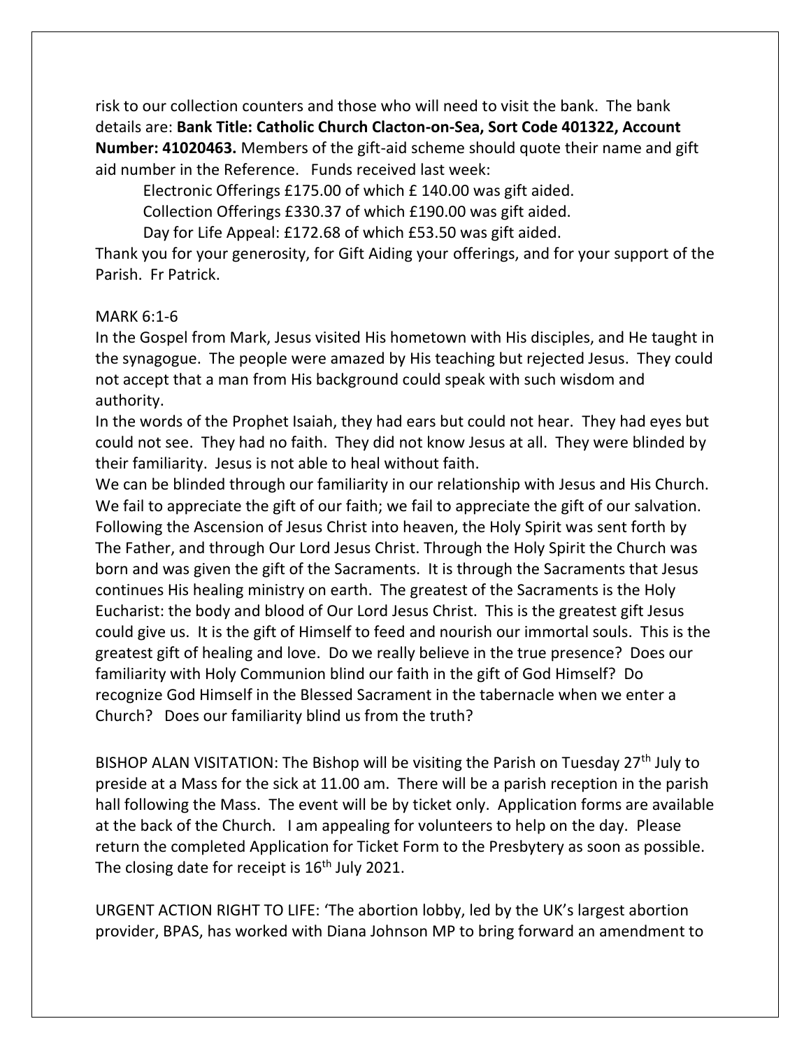risk to our collection counters and those who will need to visit the bank. The bank details are: **Bank Title: Catholic Church Clacton-on-Sea, Sort Code 401322, Account Number: 41020463.** Members of the gift-aid scheme should quote their name and gift aid number in the Reference. Funds received last week:

Electronic Offerings £175.00 of which £ 140.00 was gift aided.

Collection Offerings £330.37 of which £190.00 was gift aided.

Day for Life Appeal: £172.68 of which £53.50 was gift aided.

Thank you for your generosity, for Gift Aiding your offerings, and for your support of the Parish. Fr Patrick.

MARK 6:1-6

In the Gospel from Mark, Jesus visited His hometown with His disciples, and He taught in the synagogue. The people were amazed by His teaching but rejected Jesus. They could not accept that a man from His background could speak with such wisdom and authority.

In the words of the Prophet Isaiah, they had ears but could not hear. They had eyes but could not see. They had no faith. They did not know Jesus at all. They were blinded by their familiarity. Jesus is not able to heal without faith.

We can be blinded through our familiarity in our relationship with Jesus and His Church. We fail to appreciate the gift of our faith; we fail to appreciate the gift of our salvation. Following the Ascension of Jesus Christ into heaven, the Holy Spirit was sent forth by The Father, and through Our Lord Jesus Christ. Through the Holy Spirit the Church was born and was given the gift of the Sacraments. It is through the Sacraments that Jesus continues His healing ministry on earth. The greatest of the Sacraments is the Holy Eucharist: the body and blood of Our Lord Jesus Christ. This is the greatest gift Jesus could give us. It is the gift of Himself to feed and nourish our immortal souls. This is the greatest gift of healing and love. Do we really believe in the true presence? Does our familiarity with Holy Communion blind our faith in the gift of God Himself? Do recognize God Himself in the Blessed Sacrament in the tabernacle when we enter a Church? Does our familiarity blind us from the truth?

BISHOP ALAN VISITATION: The Bishop will be visiting the Parish on Tuesday 27th July to preside at a Mass for the sick at 11.00 am. There will be a parish reception in the parish hall following the Mass. The event will be by ticket only. Application forms are available at the back of the Church. I am appealing for volunteers to help on the day. Please return the completed Application for Ticket Form to the Presbytery as soon as possible. The closing date for receipt is 16th July 2021.

URGENT ACTION RIGHT TO LIFE: 'The abortion lobby, led by the UK's largest abortion provider, BPAS, has worked with Diana Johnson MP to bring forward an amendment to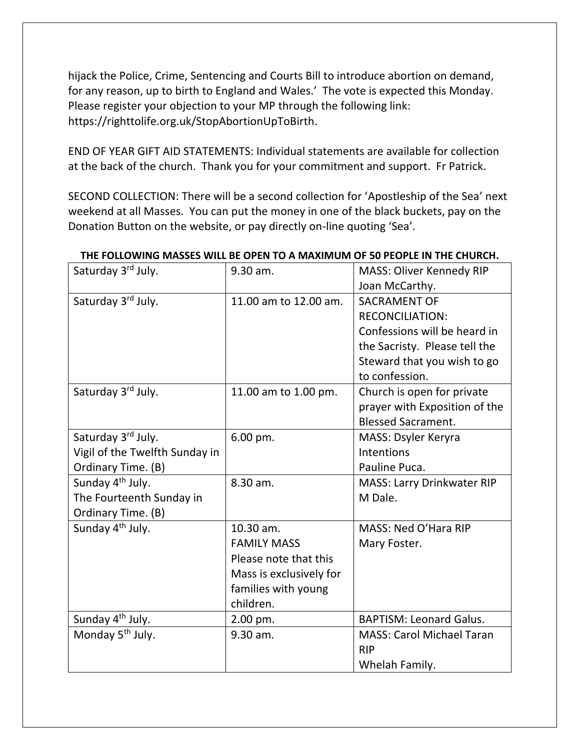hijack the Police, Crime, Sentencing and Courts Bill to introduce abortion on demand, for any reason, up to birth to England and Wales.' The vote is expected this Monday. Please register your objection to your MP through the following link: https://righttolife.org.uk/StopAbortionUpToBirth.

END OF YEAR GIFT AID STATEMENTS: Individual statements are available for collection at the back of the church. Thank you for your commitment and support. Fr Patrick.

SECOND COLLECTION: There will be a second collection for 'Apostleship of the Sea' next weekend at all Masses. You can put the money in one of the black buckets, pay on the Donation Button on the website, or pay directly on-line quoting 'Sea'.

**THE FOLLOWING MASSES WILL BE OPEN TO A MAXIMUM OF 50 PEOPLE IN THE CHURCH.**

| | | |
|---|---|---|
| Saturday 3rd July. | 9.30 am. | MASS: Oliver Kennedy RIP Joan McCarthy. |
| Saturday 3rd July. | 11.00 am to 12.00 am. | SACRAMENT OF RECONCILIATION: Confessions will be heard in the Sacristy. Please tell the Steward that you wish to go to confession. |
| Saturday 3rd July. | 11.00 am to 1.00 pm. | Church is open for private prayer with Exposition of the Blessed Sacrament. |
| Saturday 3rd July. Vigil of the Twelfth Sunday in Ordinary Time. (B) | 6.00 pm. | MASS: Dsyler Keryra Intentions Pauline Puca. |
| Sunday 4th July. The Fourteenth Sunday in Ordinary Time. (B) | 8.30 am. | MASS: Larry Drinkwater RIP M Dale. |
| Sunday 4th July. | 10.30 am. FAMILY MASS Please note that this Mass is exclusively for families with young children. | MASS: Ned O'Hara RIP Mary Foster. |
| Sunday 4th July. | 2.00 pm. | BAPTISM: Leonard Galus. |
| Monday 5th July. | 9.30 am. | MASS: Carol Michael Taran RIP Whelah Family. |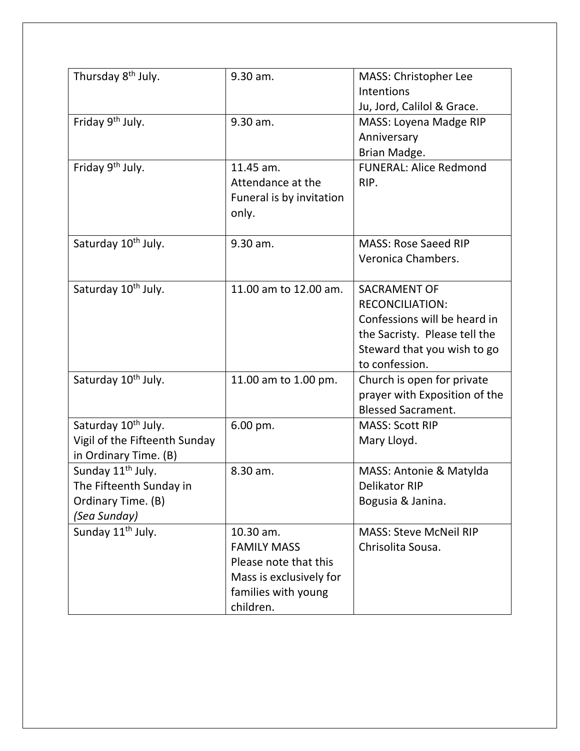| | | |
|---|---|---|
| Thursday 8th July. | 9.30 am. | MASS: Christopher Lee Intentions<br>Ju, Jord, Calilol & Grace. |
| Friday 9th July. | 9.30 am. | MASS: Loyena Madge RIP Anniversary<br>Brian Madge. |
| Friday 9th July. | 11.45 am.<br>Attendance at the Funeral is by invitation only. | FUNERAL: Alice Redmond RIP. |
| Saturday 10th July. | 9.30 am. | MASS: Rose Saeed RIP<br>Veronica Chambers. |
| Saturday 10th July. | 11.00 am to 12.00 am. | SACRAMENT OF RECONCILIATION:<br>Confessions will be heard in the Sacristy. Please tell the Steward that you wish to go to confession. |
| Saturday 10th July. | 11.00 am to 1.00 pm. | Church is open for private prayer with Exposition of the Blessed Sacrament. |
| Saturday 10th July.<br>Vigil of the Fifteenth Sunday in Ordinary Time. (B) | 6.00 pm. | MASS: Scott RIP<br>Mary Lloyd. |
| Sunday 11th July.<br>The Fifteenth Sunday in Ordinary Time. (B)<br>*(Sea Sunday)* | 8.30 am. | MASS: Antonie & Matylda Delikator RIP<br>Bogusia & Janina. |
| Sunday 11th July. | 10.30 am.<br>FAMILY MASS<br>Please note that this Mass is exclusively for families with young children. | MASS: Steve McNeil RIP<br>Chrisolita Sousa. |